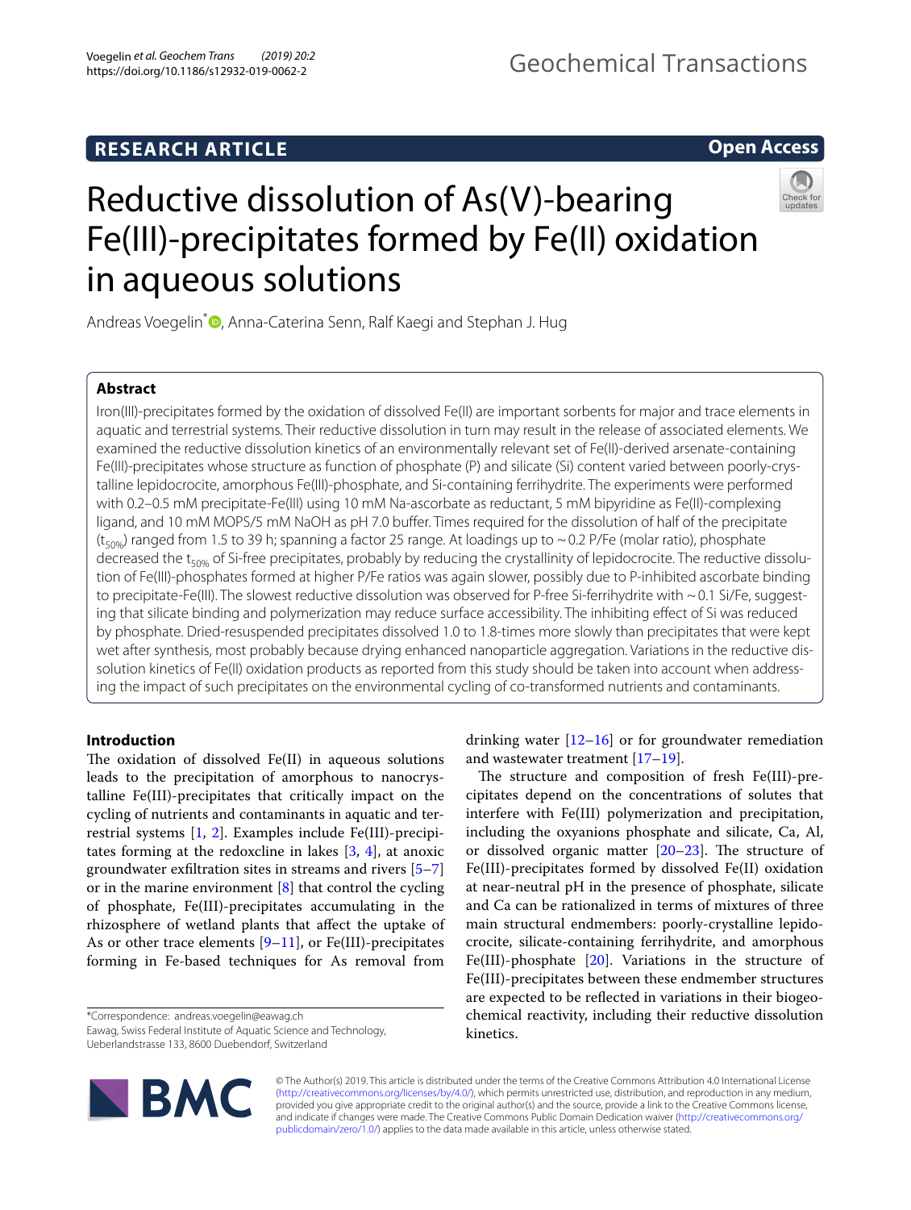# Reductive dissolution of As(V)-bearing Fe(III)-precipitates formed by Fe(II) oxidation in aqueous solutions

Andreas Voegelin*, Anna-Caterina Senn, Ralf Kaegi and Stephan J. Hug

## Abstract

Iron(III)-precipitates formed by the oxidation of dissolved Fe(II) are important sorbents for major and trace elements in aquatic and terrestrial systems. Their reductive dissolution in turn may result in the release of associated elements. We examined the reductive dissolution kinetics of an environmentally relevant set of Fe(II)-derived arsenate-containing Fe(III)-precipitates whose structure as function of phosphate (P) and silicate (Si) content varied between poorly-crystalline lepidocrocite, amorphous Fe(III)-phosphate, and Si-containing ferrihydrite. The experiments were performed with 0.2–0.5 mM precipitate-Fe(III) using 10 mM Na-ascorbate as reductant, 5 mM bipyridine as Fe(II)-complexing ligand, and 10 mM MOPS/5 mM NaOH as pH 7.0 buffer. Times required for the dissolution of half of the precipitate ($t_{50\%}$) ranged from 1.5 to 39 h; spanning a factor 25 range. At loadings up to ~0.2 P/Fe (molar ratio), phosphate decreased the $t_{50\%}$ of Si-free precipitates, probably by reducing the crystallinity of lepidocrocite. The reductive dissolution of Fe(III)-phosphates formed at higher P/Fe ratios was again slower, possibly due to P-inhibited ascorbate binding to precipitate-Fe(III). The slowest reductive dissolution was observed for P-free Si-ferrihydrite with ~0.1 Si/Fe, suggesting that silicate binding and polymerization may reduce surface accessibility. The inhibiting effect of Si was reduced by phosphate. Dried-resuspended precipitates dissolved 1.0 to 1.8-times more slowly than precipitates that were kept wet after synthesis, most probably because drying enhanced nanoparticle aggregation. Variations in the reductive dissolution kinetics of Fe(II) oxidation products as reported from this study should be taken into account when addressing the impact of such precipitates on the environmental cycling of co-transformed nutrients and contaminants.

## Introduction

The oxidation of dissolved Fe(II) in aqueous solutions leads to the precipitation of amorphous to nanocrystalline Fe(III)-precipitates that critically impact on the cycling of nutrients and contaminants in aquatic and terrestrial systems [1, 2]. Examples include Fe(III)-precipitates forming at the redoxcline in lakes [3, 4], at anoxic groundwater exfiltration sites in streams and rivers [5–7] or in the marine environment [8] that control the cycling of phosphate, Fe(III)-precipitates accumulating in the rhizosphere of wetland plants that affect the uptake of As or other trace elements [9–11], or Fe(III)-precipitates forming in Fe-based techniques for As removal from drinking water [12–16] or for groundwater remediation and wastewater treatment [17–19].

The structure and composition of fresh Fe(III)-precipitates depend on the concentrations of solutes that interfere with Fe(III) polymerization and precipitation, including the oxyanions phosphate and silicate, Ca, Al, or dissolved organic matter [20–23]. The structure of Fe(III)-precipitates formed by dissolved Fe(II) oxidation at near-neutral pH in the presence of phosphate, silicate and Ca can be rationalized in terms of mixtures of three main structural endmembers: poorly-crystalline lepidocrocite, silicate-containing ferrihydrite, and amorphous Fe(III)-phosphate [20]. Variations in the structure of Fe(III)-precipitates between these endmember structures are expected to be reflected in variations in their biogeochemical reactivity, including their reductive dissolution kinetics.

*Correspondence: andreas.voegelin@eawag.ch
Eawag, Swiss Federal Institute of Aquatic Science and Technology, Ueberlandstrasse 133, 8600 Duebendorf, Switzerland

© The Author(s) 2019. This article is distributed under the terms of the Creative Commons Attribution 4.0 International License (http://creativecommons.org/licenses/by/4.0/), which permits unrestricted use, distribution, and reproduction in any medium, provided you give appropriate credit to the original author(s) and the source, provide a link to the Creative Commons license, and indicate if changes were made. The Creative Commons Public Domain Dedication waiver (http://creativecommons.org/publicdomain/zero/1.0/) applies to the data made available in this article, unless otherwise stated.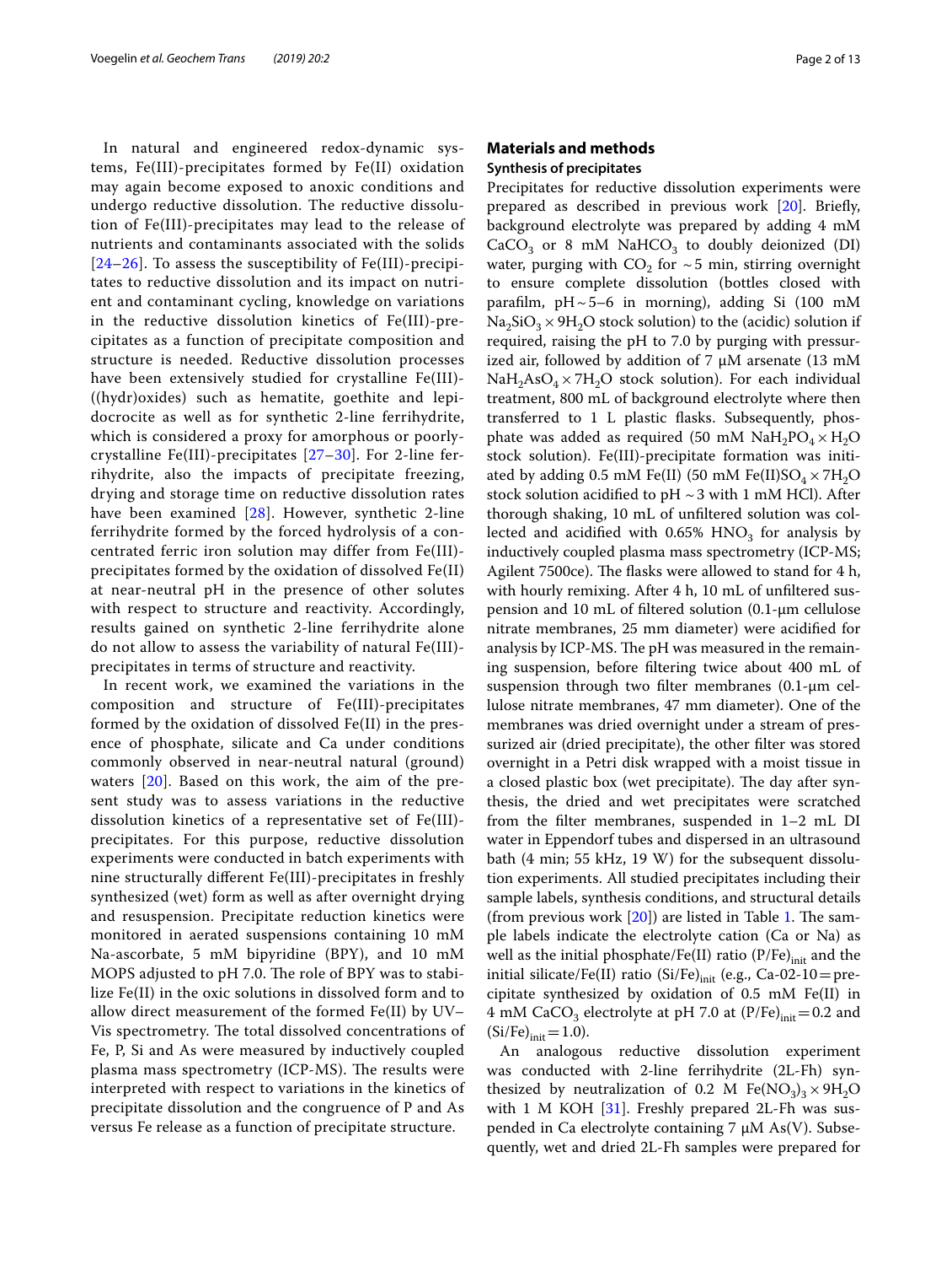In natural and engineered redox-dynamic systems, Fe(III)-precipitates formed by Fe(II) oxidation may again become exposed to anoxic conditions and undergo reductive dissolution. The reductive dissolution of Fe(III)-precipitates may lead to the release of nutrients and contaminants associated with the solids [24–26]. To assess the susceptibility of Fe(III)-precipitates to reductive dissolution and its impact on nutrient and contaminant cycling, knowledge on variations in the reductive dissolution kinetics of Fe(III)-precipitates as a function of precipitate composition and structure is needed. Reductive dissolution processes have been extensively studied for crystalline Fe(III)-((hydr)oxides) such as hematite, goethite and lepidocrocite as well as for synthetic 2-line ferrihydrite, which is considered a proxy for amorphous or poorly-crystalline Fe(III)-precipitates [27–30]. For 2-line ferrihydrite, also the impacts of precipitate freezing, drying and storage time on reductive dissolution rates have been examined [28]. However, synthetic 2-line ferrihydrite formed by the forced hydrolysis of a concentrated ferric iron solution may differ from Fe(III)-precipitates formed by the oxidation of dissolved Fe(II) at near-neutral pH in the presence of other solutes with respect to structure and reactivity. Accordingly, results gained on synthetic 2-line ferrihydrite alone do not allow to assess the variability of natural Fe(III)-precipitates in terms of structure and reactivity.

In recent work, we examined the variations in the composition and structure of Fe(III)-precipitates formed by the oxidation of dissolved Fe(II) in the presence of phosphate, silicate and Ca under conditions commonly observed in near-neutral natural (ground) waters [20]. Based on this work, the aim of the present study was to assess variations in the reductive dissolution kinetics of a representative set of Fe(III)-precipitates. For this purpose, reductive dissolution experiments were conducted in batch experiments with nine structurally different Fe(III)-precipitates in freshly synthesized (wet) form as well as after overnight drying and resuspension. Precipitate reduction kinetics were monitored in aerated suspensions containing 10 mM Na-ascorbate, 5 mM bipyridine (BPY), and 10 mM MOPS adjusted to pH 7.0. The role of BPY was to stabilize Fe(II) in the oxic solutions in dissolved form and to allow direct measurement of the formed Fe(II) by UV–Vis spectrometry. The total dissolved concentrations of Fe, P, Si and As were measured by inductively coupled plasma mass spectrometry (ICP-MS). The results were interpreted with respect to variations in the kinetics of precipitate dissolution and the congruence of P and As versus Fe release as a function of precipitate structure.

## Materials and methods

### Synthesis of precipitates

Precipitates for reductive dissolution experiments were prepared as described in previous work [20]. Briefly, background electrolyte was prepared by adding 4 mM $CaCO_3$ or 8 mM $NaHCO_3$ to doubly deionized (DI) water, purging with $CO_2$ for ~5 min, stirring overnight to ensure complete dissolution (bottles closed with parafilm, pH ~ 5–6 in morning), adding Si (100 mM $Na_2SiO_3 \times 9H_2O$ stock solution) to the (acidic) solution if required, raising the pH to 7.0 by purging with pressurized air, followed by addition of 7 µM arsenate (13 mM $NaH_2AsO_4 \times 7H_2O$ stock solution). For each individual treatment, 800 mL of background electrolyte where then transferred to 1 L plastic flasks. Subsequently, phosphate was added as required (50 mM $NaH_2PO_4 \times H_2O$ stock solution). Fe(III)-precipitate formation was initiated by adding 0.5 mM Fe(II) (50 mM $Fe(II)SO_4 \times 7H_2O$ stock solution acidified to pH ~ 3 with 1 mM HCl). After thorough shaking, 10 mL of unfiltered solution was collected and acidified with 0.65% $HNO_3$ for analysis by inductively coupled plasma mass spectrometry (ICP-MS; Agilent 7500ce). The flasks were allowed to stand for 4 h, with hourly remixing. After 4 h, 10 mL of unfiltered suspension and 10 mL of filtered solution (0.1-µm cellulose nitrate membranes, 25 mm diameter) were acidified for analysis by ICP-MS. The pH was measured in the remaining suspension, before filtering twice about 400 mL of suspension through two filter membranes (0.1-µm cellulose nitrate membranes, 47 mm diameter). One of the membranes was dried overnight under a stream of pressurized air (dried precipitate), the other filter was stored overnight in a Petri disk wrapped with a moist tissue in a closed plastic box (wet precipitate). The day after synthesis, the dried and wet precipitates were scratched from the filter membranes, suspended in 1–2 mL DI water in Eppendorf tubes and dispersed in an ultrasound bath (4 min; 55 kHz, 19 W) for the subsequent dissolution experiments. All studied precipitates including their sample labels, synthesis conditions, and structural details (from previous work [20]) are listed in Table 1. The sample labels indicate the electrolyte cation (Ca or Na) as well as the initial phosphate/Fe(II) ratio $(P/Fe)_{init}$ and the initial silicate/Fe(II) ratio $(Si/Fe)_{init}$ (e.g., Ca-02-10 = precipitate synthesized by oxidation of 0.5 mM Fe(II) in 4 mM $CaCO_3$ electrolyte at pH 7.0 at $(P/Fe)_{init} = 0.2$ and $(Si/Fe)_{init} = 1.0$).

An analogous reductive dissolution experiment was conducted with 2-line ferrihydrite (2L-Fh) synthesized by neutralization of 0.2 M $Fe(NO_3)_3 \times 9H_2O$ with 1 M KOH [31]. Freshly prepared 2L-Fh was suspended in Ca electrolyte containing 7 µM As(V). Subsequently, wet and dried 2L-Fh samples were prepared for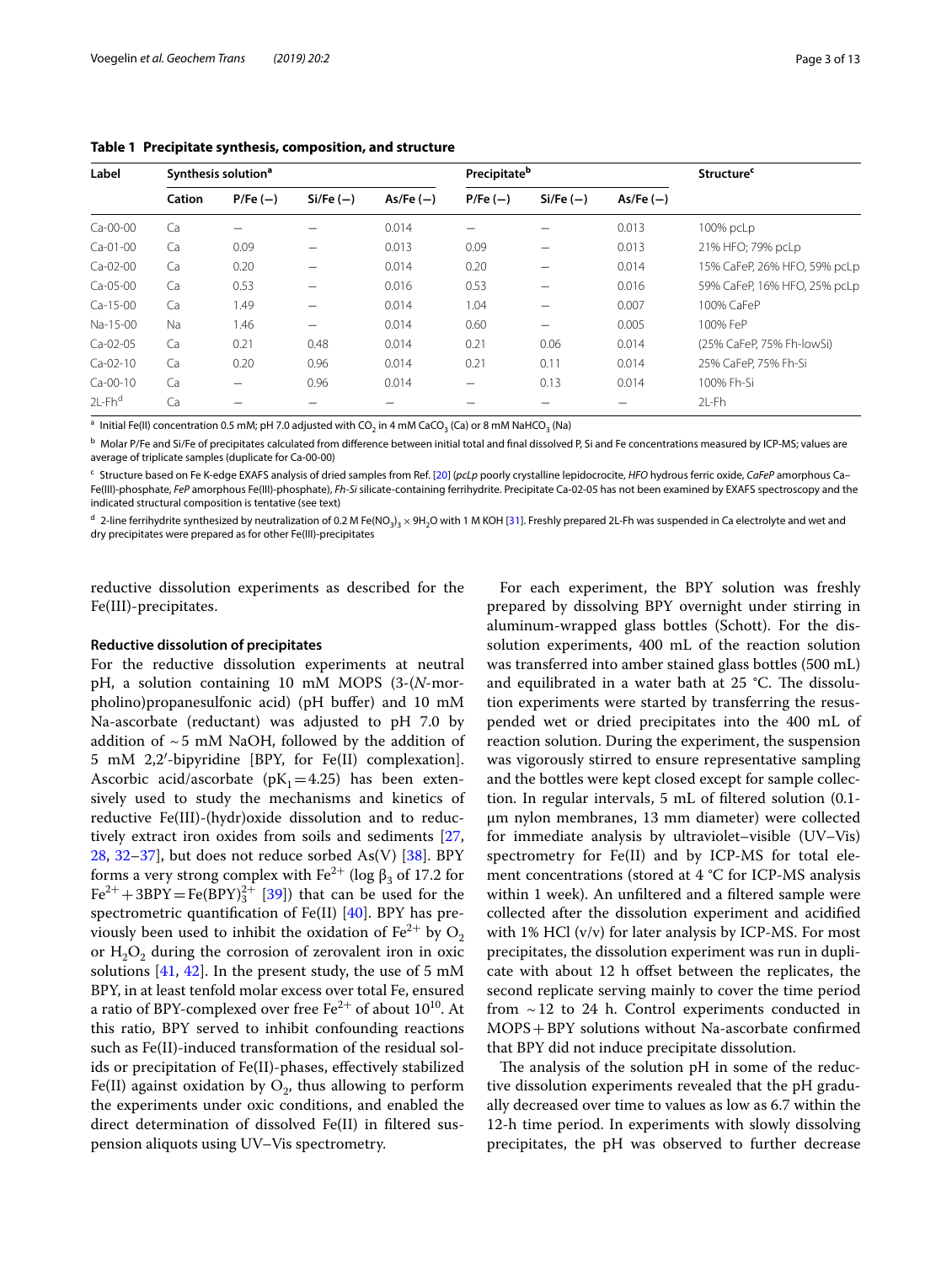**Table 1 Precipitate synthesis, composition, and structure**

| Label | Synthesis solution[a] | | | | Precipitate[b] | | | Structure[c] |
|---|---|---|---|---|---|---|---|---|
| | Cation | P/Fe (−) | Si/Fe (−) | As/Fe (−) | P/Fe (−) | Si/Fe (−) | As/Fe (−) | |
| Ca-00-00 | Ca | – | – | 0.014 | – | – | 0.013 | 100% pcLp |
| Ca-01-00 | Ca | 0.09 | – | 0.013 | 0.09 | – | 0.013 | 21% HFO; 79% pcLp |
| Ca-02-00 | Ca | 0.20 | – | 0.014 | 0.20 | – | 0.014 | 15% CaFeP, 26% HFO, 59% pcLp |
| Ca-05-00 | Ca | 0.53 | – | 0.016 | 0.53 | – | 0.016 | 59% CaFeP, 16% HFO, 25% pcLp |
| Ca-15-00 | Ca | 1.49 | – | 0.014 | 1.04 | – | 0.007 | 100% CaFeP |
| Na-15-00 | Na | 1.46 | – | 0.014 | 0.60 | – | 0.005 | 100% FeP |
| Ca-02-05 | Ca | 0.21 | 0.48 | 0.014 | 0.21 | 0.06 | 0.014 | (25% CaFeP, 75% Fh-lowSi) |
| Ca-02-10 | Ca | 0.20 | 0.96 | 0.014 | 0.21 | 0.11 | 0.014 | 25% CaFeP, 75% Fh-Si |
| Ca-00-10 | Ca | – | 0.96 | 0.014 | – | 0.13 | 0.014 | 100% Fh-Si |
| 2L-Fh[d] | Ca | – | – | – | – | – | – | 2L-Fh |

[a] Initial Fe(II) concentration 0.5 mM; pH 7.0 adjusted with $CO_2$ in 4 mM $CaCO_3$ (Ca) or 8 mM $NaHCO_3$ (Na)

[b] Molar P/Fe and Si/Fe of precipitates calculated from difference between initial total and final dissolved P, Si and Fe concentrations measured by ICP-MS; values are average of triplicate samples (duplicate for Ca-00-00)

[c] Structure based on Fe K-edge EXAFS analysis of dried samples from Ref. [20] (*pcLp* poorly crystalline lepidocrocite, *HFO* hydrous ferric oxide, *CaFeP* amorphous Ca–Fe(III)-phosphate, *FeP* amorphous Fe(III)-phosphate), *Fh-Si* silicate-containing ferrihydrite. Precipitate Ca-02-05 has not been examined by EXAFS spectroscopy and the indicated structural composition is tentative (see text)

[d] 2-line ferrihydrite synthesized by neutralization of 0.2 M $Fe(NO_3)_3 \times 9H_2O$ with 1 M KOH [31]. Freshly prepared 2L-Fh was suspended in Ca electrolyte and wet and dry precipitates were prepared as for other Fe(III)-precipitates

reductive dissolution experiments as described for the Fe(III)-precipitates.

### Reductive dissolution of precipitates

For the reductive dissolution experiments at neutral pH, a solution containing 10 mM MOPS (3-(*N*-morpholino)propanesulfonic acid) (pH buffer) and 10 mM Na-ascorbate (reductant) was adjusted to pH 7.0 by addition of ~5 mM NaOH, followed by the addition of 5 mM 2,2′-bipyridine [BPY, for Fe(II) complexation]. Ascorbic acid/ascorbate ($pK_1 = 4.25$) has been extensively used to study the mechanisms and kinetics of reductive Fe(III)-(hydr)oxide dissolution and to reductively extract iron oxides from soils and sediments [27, 28, 32–37], but does not reduce sorbed As(V) [38]. BPY forms a very strong complex with $Fe^{2+}$ (log $\beta_3$ of 17.2 for $Fe^{2+} + 3BPY = Fe(BPY)_3^{2+}$ [39]) that can be used for the spectrometric quantification of Fe(II) [40]. BPY has previously been used to inhibit the oxidation of $Fe^{2+}$ by $O_2$ or $H_2O_2$ during the corrosion of zerovalent iron in oxic solutions [41, 42]. In the present study, the use of 5 mM BPY, in at least tenfold molar excess over total Fe, ensured a ratio of BPY-complexed over free $Fe^{2+}$ of about $10^{10}$. At this ratio, BPY served to inhibit confounding reactions such as Fe(II)-induced transformation of the residual solids or precipitation of Fe(II)-phases, effectively stabilized Fe(II) against oxidation by $O_2$, thus allowing to perform the experiments under oxic conditions, and enabled the direct determination of dissolved Fe(II) in filtered suspension aliquots using UV–Vis spectrometry.

For each experiment, the BPY solution was freshly prepared by dissolving BPY overnight under stirring in aluminum-wrapped glass bottles (Schott). For the dissolution experiments, 400 mL of the reaction solution was transferred into amber stained glass bottles (500 mL) and equilibrated in a water bath at 25 °C. The dissolution experiments were started by transferring the resuspended wet or dried precipitates into the 400 mL of reaction solution. During the experiment, the suspension was vigorously stirred to ensure representative sampling and the bottles were kept closed except for sample collection. In regular intervals, 5 mL of filtered solution (0.1-µm nylon membranes, 13 mm diameter) were collected for immediate analysis by ultraviolet–visible (UV–Vis) spectrometry for Fe(II) and by ICP-MS for total element concentrations (stored at 4 °C for ICP-MS analysis within 1 week). An unfiltered and a filtered sample were collected after the dissolution experiment and acidified with 1% HCl (v/v) for later analysis by ICP-MS. For most precipitates, the dissolution experiment was run in duplicate with about 12 h offset between the replicates, the second replicate serving mainly to cover the time period from ~12 to 24 h. Control experiments conducted in MOPS + BPY solutions without Na-ascorbate confirmed that BPY did not induce precipitate dissolution.

The analysis of the solution pH in some of the reductive dissolution experiments revealed that the pH gradually decreased over time to values as low as 6.7 within the 12-h time period. In experiments with slowly dissolving precipitates, the pH was observed to further decrease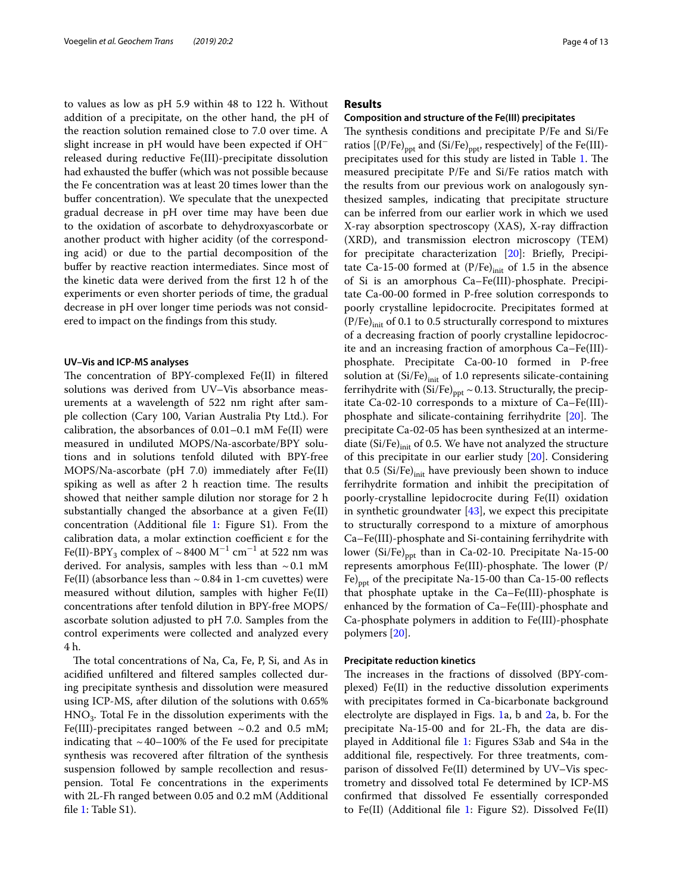to values as low as pH 5.9 within 48 to 122 h. Without addition of a precipitate, on the other hand, the pH of the reaction solution remained close to 7.0 over time. A slight increase in pH would have been expected if $OH^-$ released during reductive Fe(III)-precipitate dissolution had exhausted the buffer (which was not possible because the Fe concentration was at least 20 times lower than the buffer concentration). We speculate that the unexpected gradual decrease in pH over time may have been due to the oxidation of ascorbate to dehydroxyascorbate or another product with higher acidity (of the corresponding acid) or due to the partial decomposition of the buffer by reactive reaction intermediates. Since most of the kinetic data were derived from the first 12 h of the experiments or even shorter periods of time, the gradual decrease in pH over longer time periods was not considered to impact on the findings from this study.

### UV–Vis and ICP-MS analyses

The concentration of BPY-complexed Fe(II) in filtered solutions was derived from UV–Vis absorbance measurements at a wavelength of 522 nm right after sample collection (Cary 100, Varian Australia Pty Ltd.). For calibration, the absorbances of 0.01–0.1 mM Fe(II) were measured in undiluted MOPS/Na-ascorbate/BPY solutions and in solutions tenfold diluted with BPY-free MOPS/Na-ascorbate (pH 7.0) immediately after Fe(II) spiking as well as after 2 h reaction time. The results showed that neither sample dilution nor storage for 2 h substantially changed the absorbance at a given Fe(II) concentration (Additional file 1: Figure S1). From the calibration data, a molar extinction coefficient ε for the Fe(II)-$BPY_3$ complex of ~8400 $M^{-1}$ $cm^{-1}$ at 522 nm was derived. For analysis, samples with less than ~0.1 mM Fe(II) (absorbance less than ~0.84 in 1-cm cuvettes) were measured without dilution, samples with higher Fe(II) concentrations after tenfold dilution in BPY-free MOPS/ascorbate solution adjusted to pH 7.0. Samples from the control experiments were collected and analyzed every 4 h.

The total concentrations of Na, Ca, Fe, P, Si, and As in acidified unfiltered and filtered samples collected during precipitate synthesis and dissolution were measured using ICP-MS, after dilution of the solutions with 0.65% $HNO_3$. Total Fe in the dissolution experiments with the Fe(III)-precipitates ranged between ~0.2 and 0.5 mM; indicating that ~40–100% of the Fe used for precipitate synthesis was recovered after filtration of the synthesis suspension followed by sample recollection and resuspension. Total Fe concentrations in the experiments with 2L-Fh ranged between 0.05 and 0.2 mM (Additional file 1: Table S1).

## Results

### Composition and structure of the Fe(III) precipitates

The synthesis conditions and precipitate P/Fe and Si/Fe ratios [$(P/Fe)_{ppt}$ and $(Si/Fe)_{ppt}$, respectively] of the Fe(III)-precipitates used for this study are listed in Table 1. The measured precipitate P/Fe and Si/Fe ratios match with the results from our previous work on analogously synthesized samples, indicating that precipitate structure can be inferred from our earlier work in which we used X-ray absorption spectroscopy (XAS), X-ray diffraction (XRD), and transmission electron microscopy (TEM) for precipitate characterization [20]: Briefly, Precipitate Ca-15-00 formed at $(P/Fe)_{init}$ of 1.5 in the absence of Si is an amorphous Ca–Fe(III)-phosphate. Precipitate Ca-00-00 formed in P-free solution corresponds to poorly crystalline lepidocrocite. Precipitates formed at $(P/Fe)_{init}$ of 0.1 to 0.5 structurally correspond to mixtures of a decreasing fraction of poorly crystalline lepidocrocite and an increasing fraction of amorphous Ca–Fe(III)-phosphate. Precipitate Ca-00-10 formed in P-free solution at $(Si/Fe)_{init}$ of 1.0 represents silicate-containing ferrihydrite with $(Si/Fe)_{ppt}$ ~0.13. Structurally, the precipitate Ca-02-10 corresponds to a mixture of Ca–Fe(III)-phosphate and silicate-containing ferrihydrite [20]. The precipitate Ca-02-05 has been synthesized at an intermediate $(Si/Fe)_{init}$ of 0.5. We have not analyzed the structure of this precipitate in our earlier study [20]. Considering that 0.5 $(Si/Fe)_{init}$ have previously been shown to induce ferrihydrite formation and inhibit the precipitation of poorly-crystalline lepidocrocite during Fe(II) oxidation in synthetic groundwater [43], we expect this precipitate to structurally correspond to a mixture of amorphous Ca–Fe(III)-phosphate and Si-containing ferrihydrite with lower $(Si/Fe)_{ppt}$ than in Ca-02-10. Precipitate Na-15-00 represents amorphous Fe(III)-phosphate. The lower $(P/Fe)_{ppt}$ of the precipitate Na-15-00 than Ca-15-00 reflects that phosphate uptake in the Ca–Fe(III)-phosphate is enhanced by the formation of Ca–Fe(III)-phosphate and Ca-phosphate polymers in addition to Fe(III)-phosphate polymers [20].

### Precipitate reduction kinetics

The increases in the fractions of dissolved (BPY-complexed) Fe(II) in the reductive dissolution experiments with precipitates formed in Ca-bicarbonate background electrolyte are displayed in Figs. 1a, b and 2a, b. For the precipitate Na-15-00 and for 2L-Fh, the data are displayed in Additional file 1: Figures S3ab and S4a in the additional file, respectively. For three treatments, comparison of dissolved Fe(II) determined by UV–Vis spectrometry and dissolved total Fe determined by ICP-MS confirmed that dissolved Fe essentially corresponded to Fe(II) (Additional file 1: Figure S2). Dissolved Fe(II)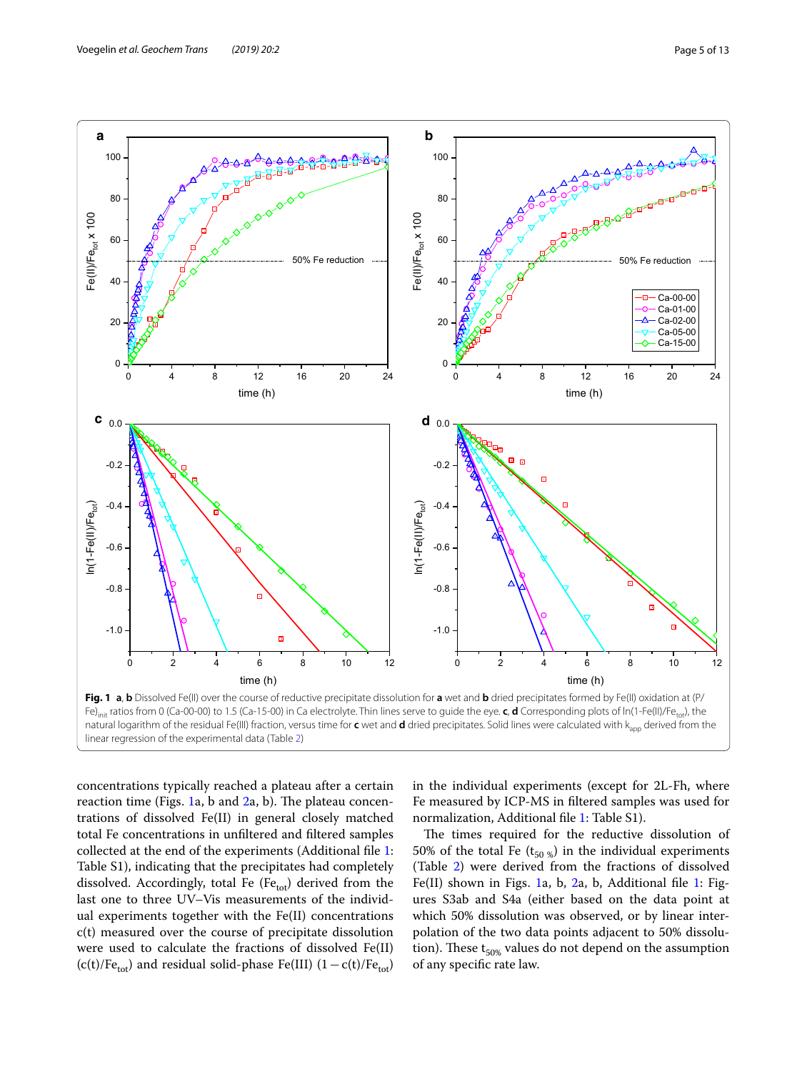**Fig. 1** **a**, **b** Dissolved Fe(II) over the course of reductive precipitate dissolution for **a** wet and **b** dried precipitates formed by Fe(II) oxidation at $(P/Fe)_{init}$ ratios from 0 (Ca-00-00) to 1.5 (Ca-15-00) in Ca electrolyte. Thin lines serve to guide the eye. **c**, **d** Corresponding plots of $\ln(1\text{-}Fe(II)/Fe_{tot})$, the natural logarithm of the residual Fe(III) fraction, versus time for **c** wet and **d** dried precipitates. Solid lines were calculated with $k_{app}$ derived from the linear regression of the experimental data (Table 2)

concentrations typically reached a plateau after a certain reaction time (Figs. 1a, b and 2a, b). The plateau concentrations of dissolved Fe(II) in general closely matched total Fe concentrations in unfiltered and filtered samples collected at the end of the experiments (Additional file 1: Table S1), indicating that the precipitates had completely dissolved. Accordingly, total Fe ($Fe_{tot}$) derived from the last one to three UV–Vis measurements of the individual experiments together with the Fe(II) concentrations c(t) measured over the course of precipitate dissolution were used to calculate the fractions of dissolved Fe(II) ($c(t)/Fe_{tot}$) and residual solid-phase Fe(III) ($1 - c(t)/Fe_{tot}$) in the individual experiments (except for 2L-Fh, where Fe measured by ICP-MS in filtered samples was used for normalization, Additional file 1: Table S1).

The times required for the reductive dissolution of 50% of the total Fe ($t_{50\,\%}$) in the individual experiments (Table 2) were derived from the fractions of dissolved Fe(II) shown in Figs. 1a, b, 2a, b, Additional file 1: Figures S3ab and S4a (either based on the data point at which 50% dissolution was observed, or by linear interpolation of the two data points adjacent to 50% dissolution). These $t_{50\%}$ values do not depend on the assumption of any specific rate law.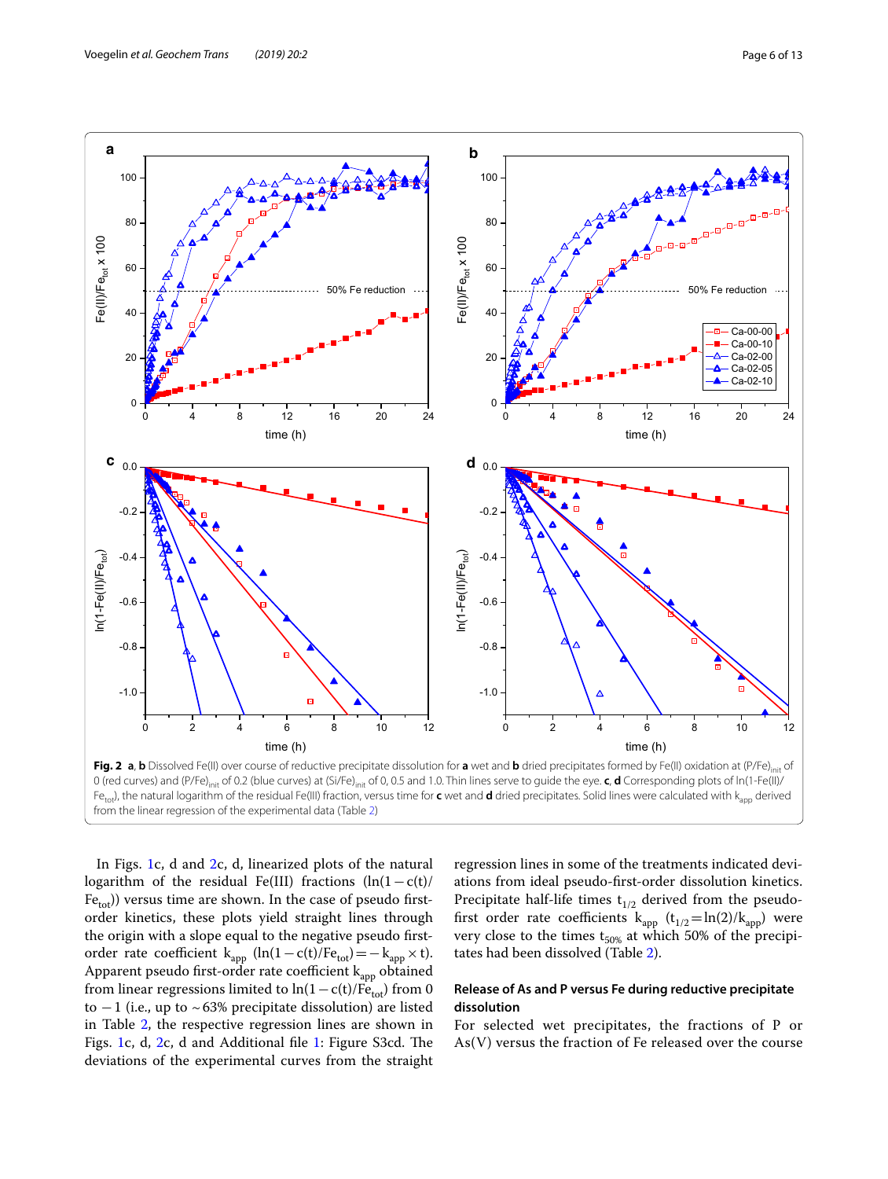**Fig. 2** **a**, **b** Dissolved Fe(II) over course of reductive precipitate dissolution for **a** wet and **b** dried precipitates formed by Fe(II) oxidation at $(P/Fe)_{init}$ of 0 (red curves) and $(P/Fe)_{init}$ of 0.2 (blue curves) at $(Si/Fe)_{init}$ of 0, 0.5 and 1.0. Thin lines serve to guide the eye. **c**, **d** Corresponding plots of $\ln(1\text{-Fe(II)}/Fe_{tot})$, the natural logarithm of the residual Fe(III) fraction, versus time for **c** wet and **d** dried precipitates. Solid lines were calculated with $k_{app}$ derived from the linear regression of the experimental data (Table 2)

In Figs. 1c, d and 2c, d, linearized plots of the natural logarithm of the residual Fe(III) fractions ($\ln(1-c(t)/Fe_{tot})$) versus time are shown. In the case of pseudo first-order kinetics, these plots yield straight lines through the origin with a slope equal to the negative pseudo first-order rate coefficient $k_{app}$ ($\ln(1-c(t)/Fe_{tot}) = -k_{app} \times t$). Apparent pseudo first-order rate coefficient $k_{app}$ obtained from linear regressions limited to $\ln(1-c(t)/Fe_{tot})$ from 0 to −1 (i.e., up to ~63% precipitate dissolution) are listed in Table 2, the respective regression lines are shown in Figs. 1c, d, 2c, d and Additional file 1: Figure S3cd. The deviations of the experimental curves from the straight regression lines in some of the treatments indicated deviations from ideal pseudo-first-order dissolution kinetics. Precipitate half-life times $t_{1/2}$ derived from the pseudo-first order rate coefficients $k_{app}$ ($t_{1/2} = \ln(2)/k_{app}$) were very close to the times $t_{50\%}$ at which 50% of the precipitates had been dissolved (Table 2).

### Release of As and P versus Fe during reductive precipitate dissolution

For selected wet precipitates, the fractions of P or As(V) versus the fraction of Fe released over the course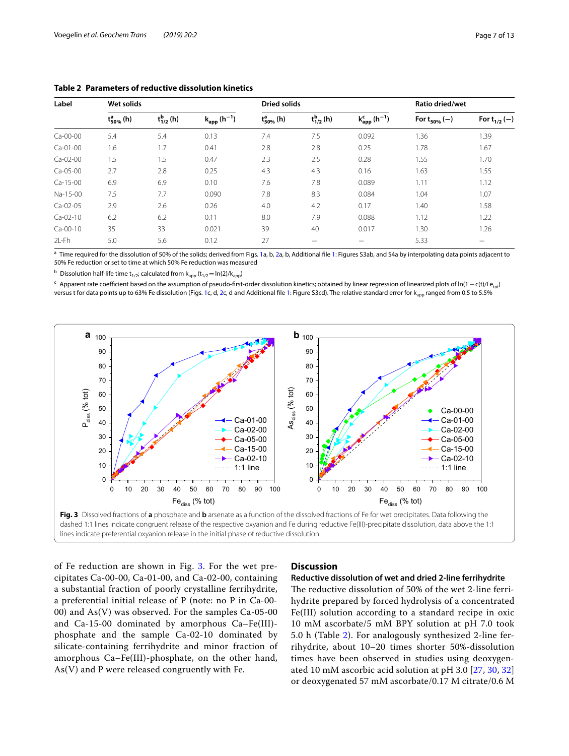**Table 2 Parameters of reductive dissolution kinetics**

| Label | Wet solids | | | Dried solids | | | Ratio dried/wet | |
|---|---|---|---|---|---|---|---|---|
| | $t^{a}_{50\%}$ (h) | $t^{b}_{1/2}$ (h) | $k_{app}$ ($h^{-1}$) | $t^{a}_{50\%}$ (h) | $t^{b}_{1/2}$ (h) | $k^{c}_{app}$ ($h^{-1}$) | For $t_{50\%}$ (−) | For $t_{1/2}$ (−) |
| Ca-00-00 | 5.4 | 5.4 | 0.13 | 7.4 | 7.5 | 0.092 | 1.36 | 1.39 |
| Ca-01-00 | 1.6 | 1.7 | 0.41 | 2.8 | 2.8 | 0.25 | 1.78 | 1.67 |
| Ca-02-00 | 1.5 | 1.5 | 0.47 | 2.3 | 2.5 | 0.28 | 1.55 | 1.70 |
| Ca-05-00 | 2.7 | 2.8 | 0.25 | 4.3 | 4.3 | 0.16 | 1.63 | 1.55 |
| Ca-15-00 | 6.9 | 6.9 | 0.10 | 7.6 | 7.8 | 0.089 | 1.11 | 1.12 |
| Na-15-00 | 7.5 | 7.7 | 0.090 | 7.8 | 8.3 | 0.084 | 1.04 | 1.07 |
| Ca-02-05 | 2.9 | 2.6 | 0.26 | 4.0 | 4.2 | 0.17 | 1.40 | 1.58 |
| Ca-02-10 | 6.2 | 6.2 | 0.11 | 8.0 | 7.9 | 0.088 | 1.12 | 1.22 |
| Ca-00-10 | 35 | 33 | 0.021 | 39 | 40 | 0.017 | 1.30 | 1.26 |
| 2L-Fh | 5.0 | 5.6 | 0.12 | 27 | – | – | 5.33 | – |

[a] Time required for the dissolution of 50% of the solids; derived from Figs. 1a, b, 2a, b, Additional file 1: Figures S3ab, and S4a by interpolating data points adjacent to 50% Fe reduction or set to time at which 50% Fe reduction was measured

[b] Dissolution half-life time $t_{1/2}$; calculated from $k_{app}$ ($t_{1/2} = \ln(2)/k_{app}$)

[c] Apparent rate coefficient based on the assumption of pseudo-first-order dissolution kinetics; obtained by linear regression of linearized plots of $\ln(1 - c(t)/Fe_{tot})$ versus t for data points up to 63% Fe dissolution (Figs. 1c, d, 2c, d and Additional file 1: Figure S3cd). The relative standard error for $k_{app}$ ranged from 0.5 to 5.5%

**Fig. 3** Dissolved fractions of **a** phosphate and **b** arsenate as a function of the dissolved fractions of Fe for wet precipitates. Data following the dashed 1:1 lines indicate congruent release of the respective oxyanion and Fe during reductive Fe(III)-precipitate dissolution, data above the 1:1 lines indicate preferential oxyanion release in the initial phase of reductive dissolution

of Fe reduction are shown in Fig. 3. For the wet precipitates Ca-00-00, Ca-01-00, and Ca-02-00, containing a substantial fraction of poorly crystalline ferrihydrite, a preferential initial release of P (note: no P in Ca-00-00) and As(V) was observed. For the samples Ca-05-00 and Ca-15-00 dominated by amorphous Ca–Fe(III)-phosphate and the sample Ca-02-10 dominated by silicate-containing ferrihydrite and minor fraction of amorphous Ca–Fe(III)-phosphate, on the other hand, As(V) and P were released congruently with Fe.

## Discussion

### Reductive dissolution of wet and dried 2-line ferrihydrite

The reductive dissolution of 50% of the wet 2-line ferrihydrite prepared by forced hydrolysis of a concentrated Fe(III) solution according to a standard recipe in oxic 10 mM ascorbate/5 mM BPY solution at pH 7.0 took 5.0 h (Table 2). For analogously synthesized 2-line ferrihydrite, about 10–20 times shorter 50%-dissolution times have been observed in studies using deoxygenated 10 mM ascorbic acid solution at pH 3.0 [27, 30, 32] or deoxygenated 57 mM ascorbate/0.17 M citrate/0.6 M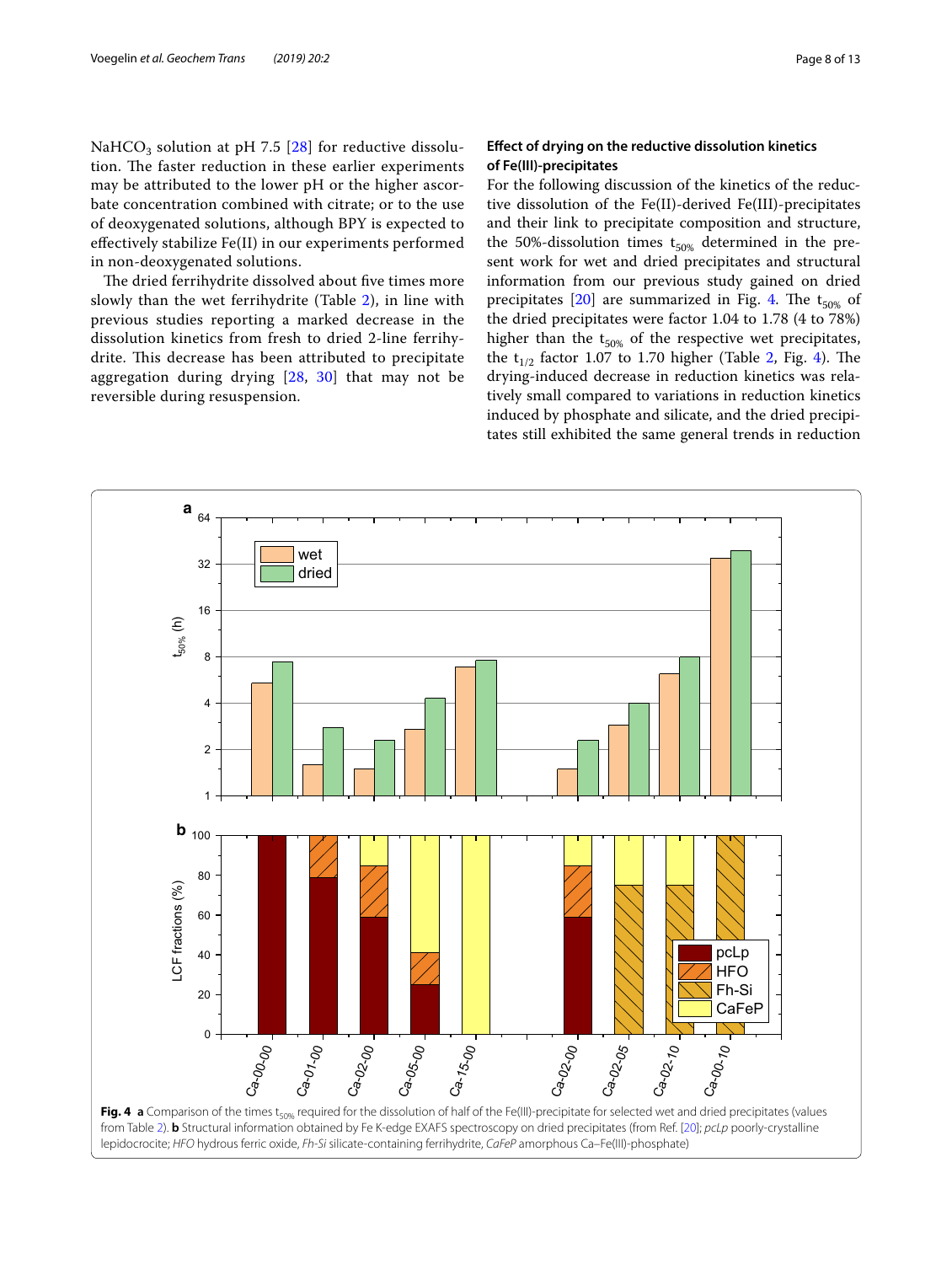$NaHCO_3$ solution at pH 7.5 [28] for reductive dissolution. The faster reduction in these earlier experiments may be attributed to the lower pH or the higher ascorbate concentration combined with citrate; or to the use of deoxygenated solutions, although BPY is expected to effectively stabilize Fe(II) in our experiments performed in non-deoxygenated solutions.

The dried ferrihydrite dissolved about five times more slowly than the wet ferrihydrite (Table 2), in line with previous studies reporting a marked decrease in the dissolution kinetics from fresh to dried 2-line ferrihydrite. This decrease has been attributed to precipitate aggregation during drying [28, 30] that may not be reversible during resuspension.

### Effect of drying on the reductive dissolution kinetics of Fe(III)-precipitates

For the following discussion of the kinetics of the reductive dissolution of the Fe(II)-derived Fe(III)-precipitates and their link to precipitate composition and structure, the 50%-dissolution times $t_{50\%}$ determined in the present work for wet and dried precipitates and structural information from our previous study gained on dried precipitates [20] are summarized in Fig. 4. The $t_{50\%}$ of the dried precipitates were factor 1.04 to 1.78 (4 to 78%) higher than the $t_{50\%}$ of the respective wet precipitates, the $t_{1/2}$ factor 1.07 to 1.70 higher (Table 2, Fig. 4). The drying-induced decrease in reduction kinetics was relatively small compared to variations in reduction kinetics induced by phosphate and silicate, and the dried precipitates still exhibited the same general trends in reduction

**Fig. 4** **a** Comparison of the times $t_{50\%}$ required for the dissolution of half of the Fe(III)-precipitate for selected wet and dried precipitates (values from Table 2). **b** Structural information obtained by Fe K-edge EXAFS spectroscopy on dried precipitates (from Ref. [20]; *pcLp* poorly-crystalline lepidocrocite; *HFO* hydrous ferric oxide, *Fh-Si* silicate-containing ferrihydrite, *CaFeP* amorphous Ca–Fe(III)-phosphate)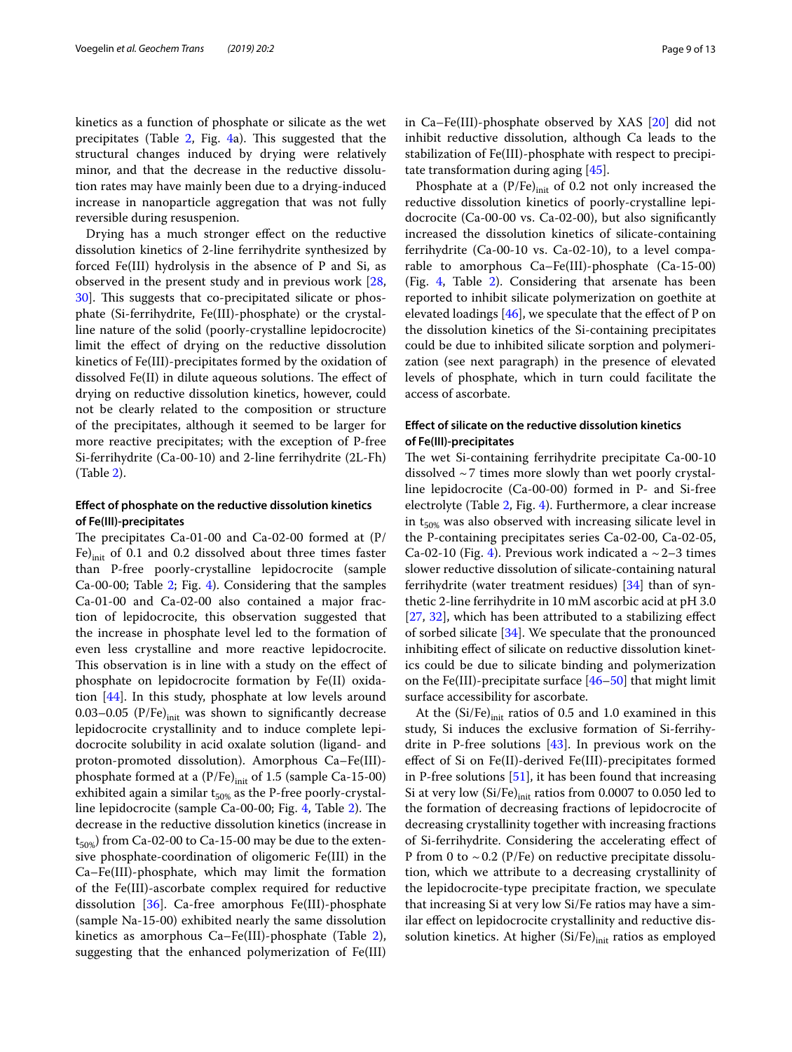kinetics as a function of phosphate or silicate as the wet precipitates (Table 2, Fig. 4a). This suggested that the structural changes induced by drying were relatively minor, and that the decrease in the reductive dissolution rates may have mainly been due to a drying-induced increase in nanoparticle aggregation that was not fully reversible during resuspension.

Drying has a much stronger effect on the reductive dissolution kinetics of 2-line ferrihydrite synthesized by forced Fe(III) hydrolysis in the absence of P and Si, as observed in the present study and in previous work [28, 30]. This suggests that co-precipitated silicate or phosphate (Si-ferrihydrite, Fe(III)-phosphate) or the crystalline nature of the solid (poorly-crystalline lepidocrocite) limit the effect of drying on the reductive dissolution kinetics of Fe(III)-precipitates formed by the oxidation of dissolved Fe(II) in dilute aqueous solutions. The effect of drying on reductive dissolution kinetics, however, could not be clearly related to the composition or structure of the precipitates, although it seemed to be larger for more reactive precipitates; with the exception of P-free Si-ferrihydrite (Ca-00-10) and 2-line ferrihydrite (2L-Fh) (Table 2).

### Effect of phosphate on the reductive dissolution kinetics of Fe(III)-precipitates

The precipitates Ca-01-00 and Ca-02-00 formed at $(P/Fe)_{init}$ of 0.1 and 0.2 dissolved about three times faster than P-free poorly-crystalline lepidocrocite (sample Ca-00-00; Table 2; Fig. 4). Considering that the samples Ca-01-00 and Ca-02-00 also contained a major fraction of lepidocrocite, this observation suggested that the increase in phosphate level led to the formation of even less crystalline and more reactive lepidocrocite. This observation is in line with a study on the effect of phosphate on lepidocrocite formation by Fe(II) oxidation [44]. In this study, phosphate at low levels around 0.03–0.05 $(P/Fe)_{init}$ was shown to significantly decrease lepidocrocite crystallinity and to induce complete lepidocrocite solubility in acid oxalate solution (ligand- and proton-promoted dissolution). Amorphous Ca–Fe(III)-phosphate formed at a $(P/Fe)_{init}$ of 1.5 (sample Ca-15-00) exhibited again a similar $t_{50\%}$ as the P-free poorly-crystalline lepidocrocite (sample Ca-00-00; Fig. 4, Table 2). The decrease in the reductive dissolution kinetics (increase in $t_{50\%}$) from Ca-02-00 to Ca-15-00 may be due to the extensive phosphate-coordination of oligomeric Fe(III) in the Ca–Fe(III)-phosphate, which may limit the formation of the Fe(III)-ascorbate complex required for reductive dissolution [36]. Ca-free amorphous Fe(III)-phosphate (sample Na-15-00) exhibited nearly the same dissolution kinetics as amorphous Ca–Fe(III)-phosphate (Table 2), suggesting that the enhanced polymerization of Fe(III) in Ca–Fe(III)-phosphate observed by XAS [20] did not inhibit reductive dissolution, although Ca leads to the stabilization of Fe(III)-phosphate with respect to precipitate transformation during aging [45].

Phosphate at a $(P/Fe)_{init}$ of 0.2 not only increased the reductive dissolution kinetics of poorly-crystalline lepidocrocite (Ca-00-00 vs. Ca-02-00), but also significantly increased the dissolution kinetics of silicate-containing ferrihydrite (Ca-00-10 vs. Ca-02-10), to a level comparable to amorphous Ca–Fe(III)-phosphate (Ca-15-00) (Fig. 4, Table 2). Considering that arsenate has been reported to inhibit silicate polymerization on goethite at elevated loadings [46], we speculate that the effect of P on the dissolution kinetics of the Si-containing precipitates could be due to inhibited silicate sorption and polymerization (see next paragraph) in the presence of elevated levels of phosphate, which in turn could facilitate the access of ascorbate.

### Effect of silicate on the reductive dissolution kinetics of Fe(III)-precipitates

The wet Si-containing ferrihydrite precipitate Ca-00-10 dissolved ~7 times more slowly than wet poorly crystalline lepidocrocite (Ca-00-00) formed in P- and Si-free electrolyte (Table 2, Fig. 4). Furthermore, a clear increase in $t_{50\%}$ was also observed with increasing silicate level in the P-containing precipitates series Ca-02-00, Ca-02-05, Ca-02-10 (Fig. 4). Previous work indicated a ~2–3 times slower reductive dissolution of silicate-containing natural ferrihydrite (water treatment residues) [34] than of synthetic 2-line ferrihydrite in 10 mM ascorbic acid at pH 3.0 [27, 32], which has been attributed to a stabilizing effect of sorbed silicate [34]. We speculate that the pronounced inhibiting effect of silicate on reductive dissolution kinetics could be due to silicate binding and polymerization on the Fe(III)-precipitate surface [46–50] that might limit surface accessibility for ascorbate.

At the $(Si/Fe)_{init}$ ratios of 0.5 and 1.0 examined in this study, Si induces the exclusive formation of Si-ferrihydrite in P-free solutions [43]. In previous work on the effect of Si on Fe(II)-derived Fe(III)-precipitates formed in P-free solutions [51], it has been found that increasing Si at very low $(Si/Fe)_{init}$ ratios from 0.0007 to 0.050 led to the formation of decreasing fractions of lepidocrocite of decreasing crystallinity together with increasing fractions of Si-ferrihydrite. Considering the accelerating effect of P from 0 to ~0.2 (P/Fe) on reductive precipitate dissolution, which we attribute to a decreasing crystallinity of the lepidocrocite-type precipitate fraction, we speculate that increasing Si at very low Si/Fe ratios may have a similar effect on lepidocrocite crystallinity and reductive dissolution kinetics. At higher $(Si/Fe)_{init}$ ratios as employed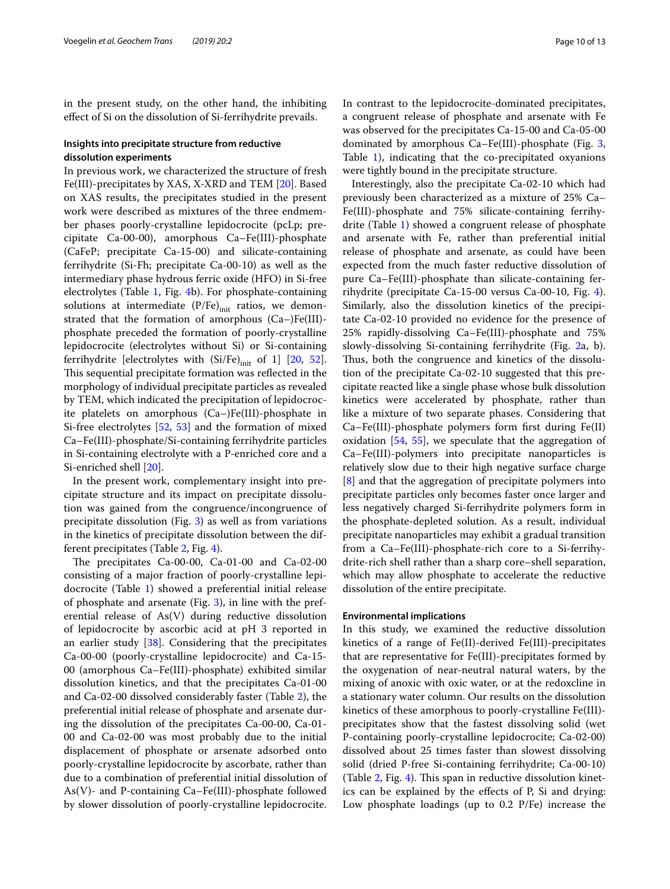in the present study, on the other hand, the inhibiting effect of Si on the dissolution of Si-ferrihydrite prevails.

### Insights into precipitate structure from reductive dissolution experiments

In previous work, we characterized the structure of fresh Fe(III)-precipitates by XAS, X-XRD and TEM [20]. Based on XAS results, the precipitates studied in the present work were described as mixtures of the three endmember phases poorly-crystalline lepidocrocite (pcLp; precipitate Ca-00-00), amorphous Ca–Fe(III)-phosphate (CaFeP; precipitate Ca-15-00) and silicate-containing ferrihydrite (Si-Fh; precipitate Ca-00-10) as well as the intermediary phase hydrous ferric oxide (HFO) in Si-free electrolytes (Table 1, Fig. 4b). For phosphate-containing solutions at intermediate $(P/Fe)_{init}$ ratios, we demonstrated that the formation of amorphous (Ca–)Fe(III)-phosphate preceded the formation of poorly-crystalline lepidocrocite (electrolytes without Si) or Si-containing ferrihydrite [electrolytes with $(Si/Fe)_{init}$ of 1] [20, 52]. This sequential precipitate formation was reflected in the morphology of individual precipitate particles as revealed by TEM, which indicated the precipitation of lepidocrocite platelets on amorphous (Ca–)Fe(III)-phosphate in Si-free electrolytes [52, 53] and the formation of mixed Ca–Fe(III)-phosphate/Si-containing ferrihydrite particles in Si-containing electrolyte with a P-enriched core and a Si-enriched shell [20].

In the present work, complementary insight into precipitate structure and its impact on precipitate dissolution was gained from the congruence/incongruence of precipitate dissolution (Fig. 3) as well as from variations in the kinetics of precipitate dissolution between the different precipitates (Table 2, Fig. 4).

The precipitates Ca-00-00, Ca-01-00 and Ca-02-00 consisting of a major fraction of poorly-crystalline lepidocrocite (Table 1) showed a preferential initial release of phosphate and arsenate (Fig. 3), in line with the preferential release of As(V) during reductive dissolution of lepidocrocite by ascorbic acid at pH 3 reported in an earlier study [38]. Considering that the precipitates Ca-00-00 (poorly-crystalline lepidocrocite) and Ca-15-00 (amorphous Ca–Fe(III)-phosphate) exhibited similar dissolution kinetics, and that the precipitates Ca-01-00 and Ca-02-00 dissolved considerably faster (Table 2), the preferential initial release of phosphate and arsenate during the dissolution of the precipitates Ca-00-00, Ca-01-00 and Ca-02-00 was most probably due to the initial displacement of phosphate or arsenate adsorbed onto poorly-crystalline lepidocrocite by ascorbate, rather than due to a combination of preferential initial dissolution of As(V)- and P-containing Ca–Fe(III)-phosphate followed by slower dissolution of poorly-crystalline lepidocrocite. In contrast to the lepidocrocite-dominated precipitates, a congruent release of phosphate and arsenate with Fe was observed for the precipitates Ca-15-00 and Ca-05-00 dominated by amorphous Ca–Fe(III)-phosphate (Fig. 3, Table 1), indicating that the co-precipitated oxyanions were tightly bound in the precipitate structure.

Interestingly, also the precipitate Ca-02-10 which had previously been characterized as a mixture of 25% Ca–Fe(III)-phosphate and 75% silicate-containing ferrihydrite (Table 1) showed a congruent release of phosphate and arsenate with Fe, rather than preferential initial release of phosphate and arsenate, as could have been expected from the much faster reductive dissolution of pure Ca–Fe(III)-phosphate than silicate-containing ferrihydrite (precipitate Ca-15-00 versus Ca-00-10, Fig. 4). Similarly, also the dissolution kinetics of the precipitate Ca-02-10 provided no evidence for the presence of 25% rapidly-dissolving Ca–Fe(III)-phosphate and 75% slowly-dissolving Si-containing ferrihydrite (Fig. 2a, b). Thus, both the congruence and kinetics of the dissolution of the precipitate Ca-02-10 suggested that this precipitate reacted like a single phase whose bulk dissolution kinetics were accelerated by phosphate, rather than like a mixture of two separate phases. Considering that Ca–Fe(III)-phosphate polymers form first during Fe(II) oxidation [54, 55], we speculate that the aggregation of Ca–Fe(III)-polymers into precipitate nanoparticles is relatively slow due to their high negative surface charge [8] and that the aggregation of precipitate polymers into precipitate particles only becomes faster once larger and less negatively charged Si-ferrihydrite polymers form in the phosphate-depleted solution. As a result, individual precipitate nanoparticles may exhibit a gradual transition from a Ca–Fe(III)-phosphate-rich core to a Si-ferrihydrite-rich shell rather than a sharp core–shell separation, which may allow phosphate to accelerate the reductive dissolution of the entire precipitate.

### Environmental implications

In this study, we examined the reductive dissolution kinetics of a range of Fe(II)-derived Fe(III)-precipitates that are representative for Fe(III)-precipitates formed by the oxygenation of near-neutral natural waters, by the mixing of anoxic with oxic water, or at the redoxcline in a stationary water column. Our results on the dissolution kinetics of these amorphous to poorly-crystalline Fe(III)-precipitates show that the fastest dissolving solid (wet P-containing poorly-crystalline lepidocrocite; Ca-02-00) dissolved about 25 times faster than slowest dissolving solid (dried P-free Si-containing ferrihydrite; Ca-00-10) (Table 2, Fig. 4). This span in reductive dissolution kinetics can be explained by the effects of P, Si and drying: Low phosphate loadings (up to 0.2 P/Fe) increase the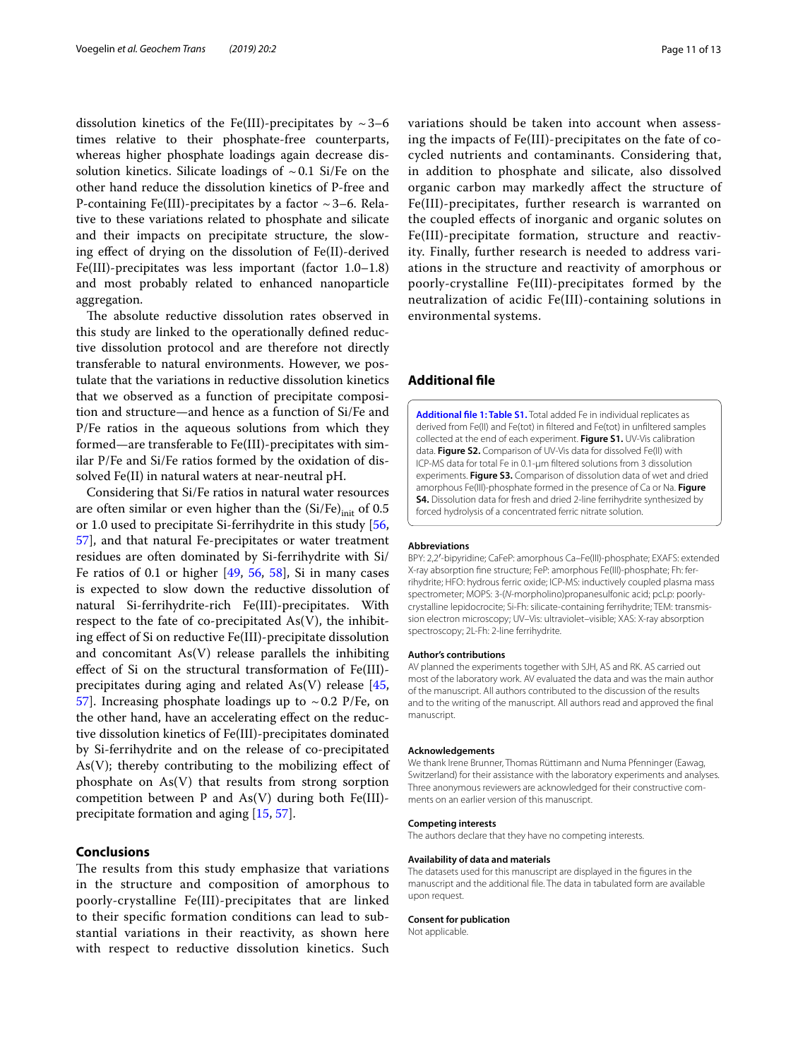dissolution kinetics of the Fe(III)-precipitates by ~3–6 times relative to their phosphate-free counterparts, whereas higher phosphate loadings again decrease dissolution kinetics. Silicate loadings of ~0.1 Si/Fe on the other hand reduce the dissolution kinetics of P-free and P-containing Fe(III)-precipitates by a factor ~3–6. Relative to these variations related to phosphate and silicate and their impacts on precipitate structure, the slowing effect of drying on the dissolution of Fe(II)-derived Fe(III)-precipitates was less important (factor 1.0–1.8) and most probably related to enhanced nanoparticle aggregation.

The absolute reductive dissolution rates observed in this study are linked to the operationally defined reductive dissolution protocol and are therefore not directly transferable to natural environments. However, we postulate that the variations in reductive dissolution kinetics that we observed as a function of precipitate composition and structure—and hence as a function of Si/Fe and P/Fe ratios in the aqueous solutions from which they formed—are transferable to Fe(III)-precipitates with similar P/Fe and Si/Fe ratios formed by the oxidation of dissolved Fe(II) in natural waters at near-neutral pH.

Considering that Si/Fe ratios in natural water resources are often similar or even higher than the $(Si/Fe)_{init}$ of 0.5 or 1.0 used to precipitate Si-ferrihydrite in this study [56, 57], and that natural Fe-precipitates or water treatment residues are often dominated by Si-ferrihydrite with Si/Fe ratios of 0.1 or higher [49, 56, 58], Si in many cases is expected to slow down the reductive dissolution of natural Si-ferrihydrite-rich Fe(III)-precipitates. With respect to the fate of co-precipitated As(V), the inhibiting effect of Si on reductive Fe(III)-precipitate dissolution and concomitant As(V) release parallels the inhibiting effect of Si on the structural transformation of Fe(III)-precipitates during aging and related As(V) release [45, 57]. Increasing phosphate loadings up to ~0.2 P/Fe, on the other hand, have an accelerating effect on the reductive dissolution kinetics of Fe(III)-precipitates dominated by Si-ferrihydrite and on the release of co-precipitated As(V); thereby contributing to the mobilizing effect of phosphate on As(V) that results from strong sorption competition between P and As(V) during both Fe(III)-precipitate formation and aging [15, 57].

## Conclusions

The results from this study emphasize that variations in the structure and composition of amorphous to poorly-crystalline Fe(III)-precipitates that are linked to their specific formation conditions can lead to substantial variations in their reactivity, as shown here with respect to reductive dissolution kinetics. Such variations should be taken into account when assessing the impacts of Fe(III)-precipitates on the fate of co-cycled nutrients and contaminants. Considering that, in addition to phosphate and silicate, also dissolved organic carbon may markedly affect the structure of Fe(III)-precipitates, further research is warranted on the coupled effects of inorganic and organic solutes on Fe(III)-precipitate formation, structure and reactivity. Finally, further research is needed to address variations in the structure and reactivity of amorphous or poorly-crystalline Fe(III)-precipitates formed by the neutralization of acidic Fe(III)-containing solutions in environmental systems.

## Additional file

**Additional file 1: Table S1.** Total added Fe in individual replicates as derived from Fe(II) and Fe(tot) in filtered and Fe(tot) in unfiltered samples collected at the end of each experiment. **Figure S1.** UV-Vis calibration data. **Figure S2.** Comparison of UV-Vis data for dissolved Fe(II) with ICP-MS data for total Fe in 0.1-µm filtered solutions from 3 dissolution experiments. **Figure S3.** Comparison of dissolution data of wet and dried amorphous Fe(III)-phosphate formed in the presence of Ca or Na. **Figure S4.** Dissolution data for fresh and dried 2-line ferrihydrite synthesized by forced hydrolysis of a concentrated ferric nitrate solution.

#### Abbreviations

BPY: 2,2′-bipyridine; CaFeP: amorphous Ca–Fe(III)-phosphate; EXAFS: extended X-ray absorption fine structure; FeP: amorphous Fe(III)-phosphate; Fh: ferrihydrite; HFO: hydrous ferric oxide; ICP-MS: inductively coupled plasma mass spectrometer; MOPS: 3-(*N*-morpholino)propanesulfonic acid; pcLp: poorly-crystalline lepidocrocite; Si-Fh: silicate-containing ferrihydrite; TEM: transmission electron microscopy; UV–Vis: ultraviolet–visible; XAS: X-ray absorption spectroscopy; 2L-Fh: 2-line ferrihydrite.

#### Author's contributions

AV planned the experiments together with SJH, AS and RK. AS carried out most of the laboratory work. AV evaluated the data and was the main author of the manuscript. All authors contributed to the discussion of the results and to the writing of the manuscript. All authors read and approved the final manuscript.

#### Acknowledgements

We thank Irene Brunner, Thomas Rüttimann and Numa Pfenninger (Eawag, Switzerland) for their assistance with the laboratory experiments and analyses. Three anonymous reviewers are acknowledged for their constructive comments on an earlier version of this manuscript.

#### Competing interests

The authors declare that they have no competing interests.

#### Availability of data and materials

The datasets used for this manuscript are displayed in the figures in the manuscript and the additional file. The data in tabulated form are available upon request.

#### Consent for publication

Not applicable.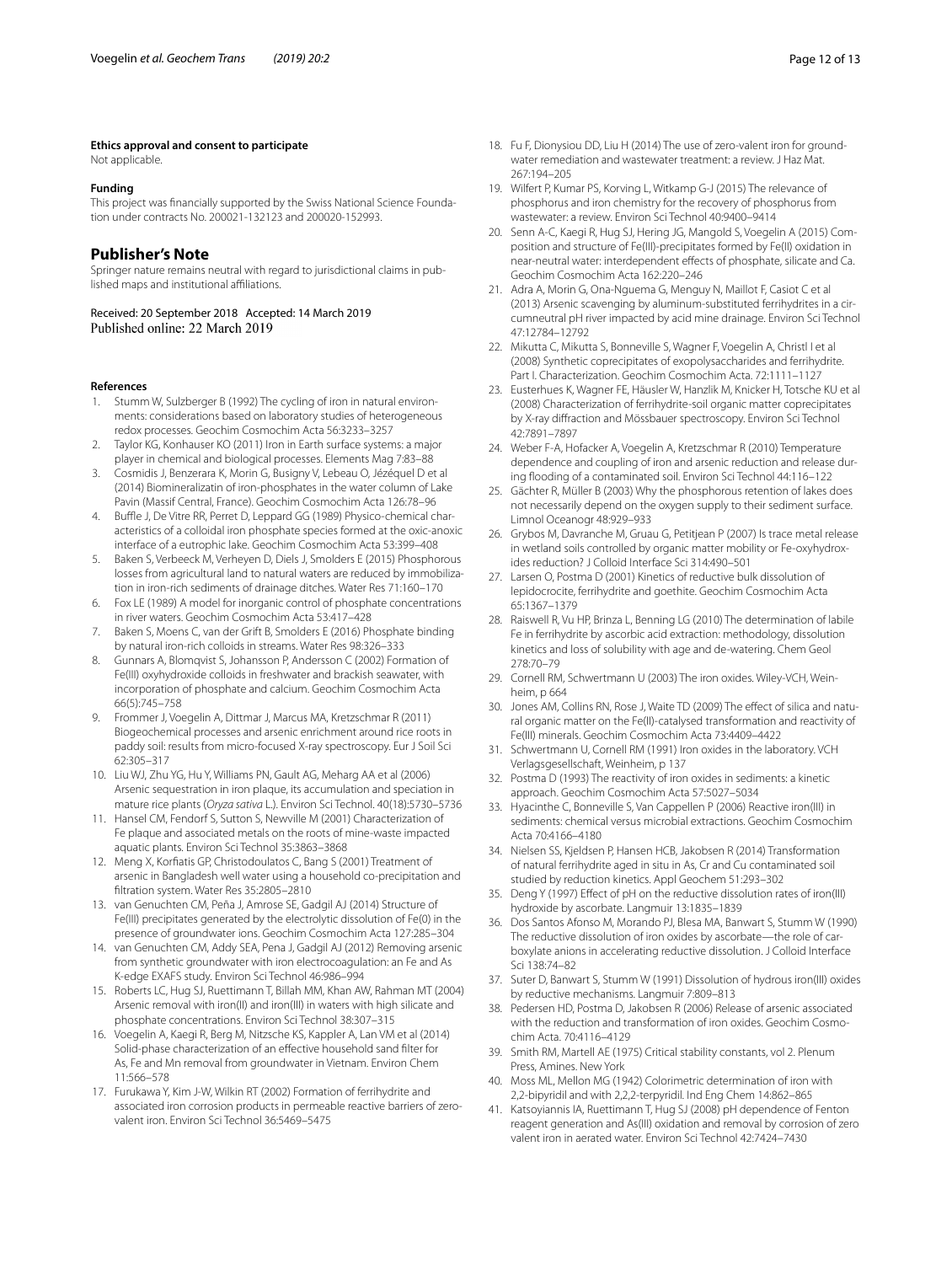**Ethics approval and consent to participate**

Not applicable.

**Funding**

This project was financially supported by the Swiss National Science Foundation under contracts No. 200021-132123 and 200020-152993.

## Publisher's Note

Springer nature remains neutral with regard to jurisdictional claims in published maps and institutional affiliations.

Received: 20 September 2018 Accepted: 14 March 2019
Published online: 22 March 2019

**References**

1. Stumm W, Sulzberger B (1992) The cycling of iron in natural environments: considerations based on laboratory studies of heterogeneous redox processes. Geochim Cosmochim Acta 56:3233–3257
2. Taylor KG, Konhauser KO (2011) Iron in Earth surface systems: a major player in chemical and biological processes. Elements Mag 7:83–88
3. Cosmidis J, Benzerara K, Morin G, Busigny V, Lebeau O, Jézéquel D et al (2014) Biomineralizatin of iron-phosphates in the water column of Lake Pavin (Massif Central, France). Geochim Cosmochim Acta 126:78–96
4. Buffle J, De Vitre RR, Perret D, Leppard GG (1989) Physico-chemical characteristics of a colloidal iron phosphate species formed at the oxic-anoxic interface of a eutrophic lake. Geochim Cosmochim Acta 53:399–408
5. Baken S, Verbeeck M, Verheyen D, Diels J, Smolders E (2015) Phosphorous losses from agricultural land to natural waters are reduced by immobilization in iron-rich sediments of drainage ditches. Water Res 71:160–170
6. Fox LE (1989) A model for inorganic control of phosphate concentrations in river waters. Geochim Cosmochim Acta 53:417–428
7. Baken S, Moens C, van der Grift B, Smolders E (2016) Phosphate binding by natural iron-rich colloids in streams. Water Res 98:326–333
8. Gunnars A, Blomqvist S, Johansson P, Andersson C (2002) Formation of Fe(III) oxyhydroxide colloids in freshwater and brackish seawater, with incorporation of phosphate and calcium. Geochim Cosmochim Acta 66(5):745–758
9. Frommer J, Voegelin A, Dittmar J, Marcus MA, Kretzschmar R (2011) Biogeochemical processes and arsenic enrichment around rice roots in paddy soil: results from micro-focused X-ray spectroscopy. Eur J Soil Sci 62:305–317
10. Liu WJ, Zhu YG, Hu Y, Williams PN, Gault AG, Meharg AA et al (2006) Arsenic sequestration in iron plaque, its accumulation and speciation in mature rice plants (*Oryza sativa* L.). Environ Sci Technol. 40(18):5730–5736
11. Hansel CM, Fendorf S, Sutton S, Newville M (2001) Characterization of Fe plaque and associated metals on the roots of mine-waste impacted aquatic plants. Environ Sci Technol 35:3863–3868
12. Meng X, Korfiatis GP, Christodoulatos C, Bang S (2001) Treatment of arsenic in Bangladesh well water using a household co-precipitation and filtration system. Water Res 35:2805–2810
13. van Genuchten CM, Peña J, Amrose SE, Gadgil AJ (2014) Structure of Fe(III) precipitates generated by the electrolytic dissolution of Fe(0) in the presence of groundwater ions. Geochim Cosmochim Acta 127:285–304
14. van Genuchten CM, Addy SEA, Pena J, Gadgil AJ (2012) Removing arsenic from synthetic groundwater with iron electrocoagulation: an Fe and As K-edge EXAFS study. Environ Sci Technol 46:986–994
15. Roberts LC, Hug SJ, Ruettimann T, Billah MM, Khan AW, Rahman MT (2004) Arsenic removal with iron(II) and iron(III) in waters with high silicate and phosphate concentrations. Environ Sci Technol 38:307–315
16. Voegelin A, Kaegi R, Berg M, Nitzsche KS, Kappler A, Lan VM et al (2014) Solid-phase characterization of an effective household sand filter for As, Fe and Mn removal from groundwater in Vietnam. Environ Chem 11:566–578
17. Furukawa Y, Kim J-W, Wilkin RT (2002) Formation of ferrihydrite and associated iron corrosion products in permeable reactive barriers of zero-valent iron. Environ Sci Technol 36:5469–5475
18. Fu F, Dionysiou DD, Liu H (2014) The use of zero-valent iron for groundwater remediation and wastewater treatment: a review. J Haz Mat. 267:194–205
19. Wilfert P, Kumar PS, Korving L, Witkamp G-J (2015) The relevance of phosphorus and iron chemistry for the recovery of phosphorus from wastewater: a review. Environ Sci Technol 40:9400–9414
20. Senn A-C, Kaegi R, Hug SJ, Hering JG, Mangold S, Voegelin A (2015) Composition and structure of Fe(III)-precipitates formed by Fe(II) oxidation in near-neutral water: interdependent effects of phosphate, silicate and Ca. Geochim Cosmochim Acta 162:220–246
21. Adra A, Morin G, Ona-Nguema G, Menguy N, Maillot F, Casiot C et al (2013) Arsenic scavenging by aluminum-substituted ferrihydrites in a circumneutral pH river impacted by acid mine drainage. Environ Sci Technol 47:12784–12792
22. Mikutta C, Mikutta S, Bonneville S, Wagner F, Voegelin A, Christl I et al (2008) Synthetic coprecipitates of exopolysaccharides and ferrihydrite. Part I. Characterization. Geochim Cosmochim Acta. 72:1111–1127
23. Eusterhues K, Wagner FE, Häusler W, Hanzlik M, Knicker H, Totsche KU et al (2008) Characterization of ferrihydrite-soil organic matter coprecipitates by X-ray diffraction and Mössbauer spectroscopy. Environ Sci Technol 42:7891–7897
24. Weber F-A, Hofacker A, Voegelin A, Kretzschmar R (2010) Temperature dependence and coupling of iron and arsenic reduction and release during flooding of a contaminated soil. Environ Sci Technol 44:116–122
25. Gächter R, Müller B (2003) Why the phosphorous retention of lakes does not necessarily depend on the oxygen supply to their sediment surface. Limnol Oceanogr 48:929–933
26. Grybos M, Davranche M, Gruau G, Petitjean P (2007) Is trace metal release in wetland soils controlled by organic matter mobility or Fe-oxyhydroxides reduction? J Colloid Interface Sci 314:490–501
27. Larsen O, Postma D (2001) Kinetics of reductive bulk dissolution of lepidocrocite, ferrihydrite and goethite. Geochim Cosmochim Acta 65:1367–1379
28. Raiswell R, Vu HP, Brinza L, Benning LG (2010) The determination of labile Fe in ferrihydrite by ascorbic acid extraction: methodology, dissolution kinetics and loss of solubility with age and de-watering. Chem Geol 278:70–79
29. Cornell RM, Schwertmann U (2003) The iron oxides. Wiley-VCH, Weinheim, p 664
30. Jones AM, Collins RN, Rose J, Waite TD (2009) The effect of silica and natural organic matter on the Fe(II)-catalysed transformation and reactivity of Fe(III) minerals. Geochim Cosmochim Acta 73:4409–4422
31. Schwertmann U, Cornell RM (1991) Iron oxides in the laboratory. VCH Verlagsgesellschaft, Weinheim, p 137
32. Postma D (1993) The reactivity of iron oxides in sediments: a kinetic approach. Geochim Cosmochim Acta 57:5027–5034
33. Hyacinthe C, Bonneville S, Van Cappellen P (2006) Reactive iron(III) in sediments: chemical versus microbial extractions. Geochim Cosmochim Acta 70:4166–4180
34. Nielsen SS, Kjeldsen P, Hansen HCB, Jakobsen R (2014) Transformation of natural ferrihydrite aged in situ in As, Cr and Cu contaminated soil studied by reduction kinetics. Appl Geochem 51:293–302
35. Deng Y (1997) Effect of pH on the reductive dissolution rates of iron(III) hydroxide by ascorbate. Langmuir 13:1835–1839
36. Dos Santos Afonso M, Morando PJ, Blesa MA, Banwart S, Stumm W (1990) The reductive dissolution of iron oxides by ascorbate—the role of carboxylate anions in accelerating reductive dissolution. J Colloid Interface Sci 138:74–82
37. Suter D, Banwart S, Stumm W (1991) Dissolution of hydrous iron(III) oxides by reductive mechanisms. Langmuir 7:809–813
38. Pedersen HD, Postma D, Jakobsen R (2006) Release of arsenic associated with the reduction and transformation of iron oxides. Geochim Cosmochim Acta. 70:4116–4129
39. Smith RM, Martell AE (1975) Critical stability constants, vol 2. Plenum Press, Amines. New York
40. Moss ML, Mellon MG (1942) Colorimetric determination of iron with 2,2-bipyridil and with 2,2,2-terpyridil. Ind Eng Chem 14:862–865
41. Katsoyiannis IA, Ruettimann T, Hug SJ (2008) pH dependence of Fenton reagent generation and As(III) oxidation and removal by corrosion of zero valent iron in aerated water. Environ Sci Technol 42:7424–7430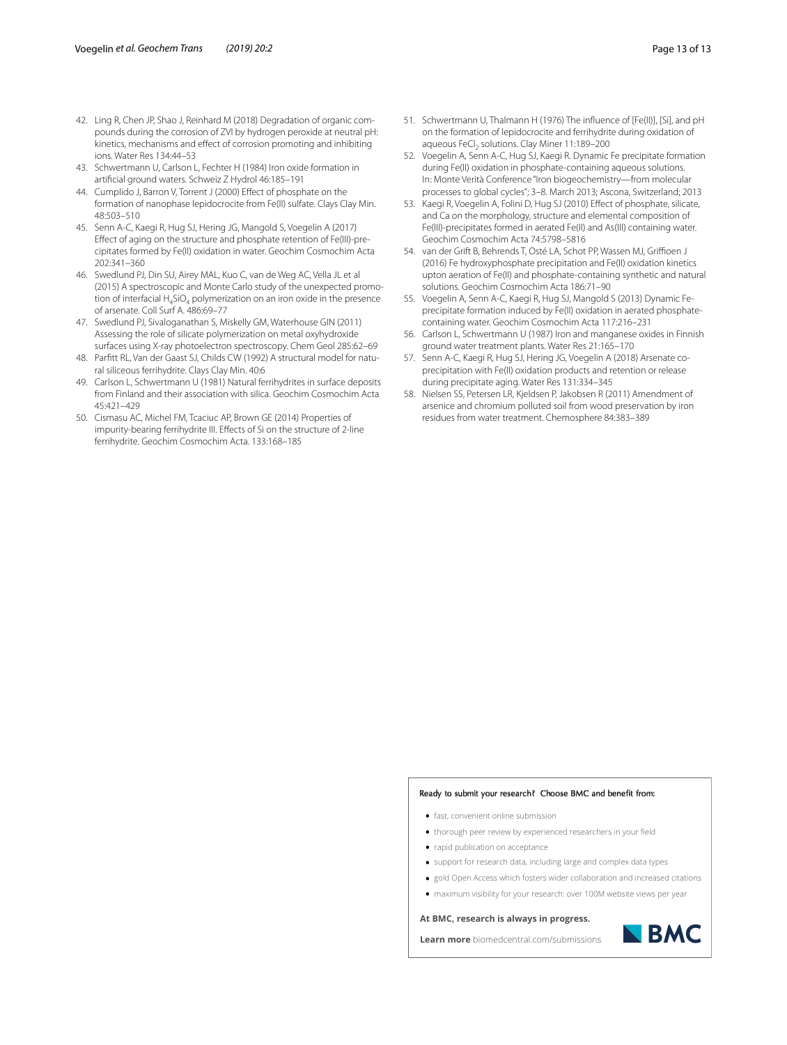42. Ling R, Chen JP, Shao J, Reinhard M (2018) Degradation of organic compounds during the corrosion of ZVI by hydrogen peroxide at neutral pH: kinetics, mechanisms and effect of corrosion promoting and inhibiting ions. Water Res 134:44–53
43. Schwertmann U, Carlson L, Fechter H (1984) Iron oxide formation in artificial ground waters. Schweiz Z Hydrol 46:185–191
44. Cumplido J, Barron V, Torrent J (2000) Effect of phosphate on the formation of nanophase lepidocrocite from Fe(II) sulfate. Clays Clay Min. 48:503–510
45. Senn A-C, Kaegi R, Hug SJ, Hering JG, Mangold S, Voegelin A (2017) Effect of aging on the structure and phosphate retention of Fe(III)-precipitates formed by Fe(II) oxidation in water. Geochim Cosmochim Acta 202:341–360
46. Swedlund PJ, Din SU, Airey MAL, Kuo C, van de Weg AC, Vella JL et al (2015) A spectroscopic and Monte Carlo study of the unexpected promotion of interfacial $H_4SiO_4$ polymerization on an iron oxide in the presence of arsenate. Coll Surf A. 486:69–77
47. Swedlund PJ, Sivaloganathan S, Miskelly GM, Waterhouse GIN (2011) Assessing the role of silicate polymerization on metal oxyhydroxide surfaces using X-ray photoelectron spectroscopy. Chem Geol 285:62–69
48. Parfitt RL, Van der Gaast SJ, Childs CW (1992) A structural model for natural siliceous ferrihydrite. Clays Clay Min. 40:6
49. Carlson L, Schwertmann U (1981) Natural ferrihydrites in surface deposits from Finland and their association with silica. Geochim Cosmochim Acta 45:421–429
50. Cismasu AC, Michel FM, Tcaciuc AP, Brown GE (2014) Properties of impurity-bearing ferrihydrite III. Effects of Si on the structure of 2-line ferrihydrite. Geochim Cosmochim Acta. 133:168–185
51. Schwertmann U, Thalmann H (1976) The influence of [Fe(II)], [Si], and pH on the formation of lepidocrocite and ferrihydrite during oxidation of aqueous $FeCl_2$ solutions. Clay Miner 11:189–200
52. Voegelin A, Senn A-C, Hug SJ, Kaegi R. Dynamic Fe precipitate formation during Fe(II) oxidation in phosphate-containing aqueous solutions. In: Monte Verità Conference "Iron biogeochemistry—from molecular processes to global cycles"; 3–8. March 2013; Ascona, Switzerland; 2013
53. Kaegi R, Voegelin A, Folini D, Hug SJ (2010) Effect of phosphate, silicate, and Ca on the morphology, structure and elemental composition of Fe(III)-precipitates formed in aerated Fe(II) and As(III) containing water. Geochim Cosmochim Acta 74:5798–5816
54. van der Grift B, Behrends T, Osté LA, Schot PP, Wassen MJ, Griffioen J (2016) Fe hydroxyphosphate precipitation and Fe(II) oxidation kinetics upton aeration of Fe(II) and phosphate-containing synthetic and natural solutions. Geochim Cosmochim Acta 186:71–90
55. Voegelin A, Senn A-C, Kaegi R, Hug SJ, Mangold S (2013) Dynamic Fe-precipitate formation induced by Fe(II) oxidation in aerated phosphate-containing water. Geochim Cosmochim Acta 117:216–231
56. Carlson L, Schwertmann U (1987) Iron and manganese oxides in Finnish ground water treatment plants. Water Res 21:165–170
57. Senn A-C, Kaegi R, Hug SJ, Hering JG, Voegelin A (2018) Arsenate co-precipitation with Fe(II) oxidation products and retention or release during precipitate aging. Water Res 131:334–345
58. Nielsen SS, Petersen LR, Kjeldsen P, Jakobsen R (2011) Amendment of arsenice and chromium polluted soil from wood preservation by iron residues from water treatment. Chemosphere 84:383–389